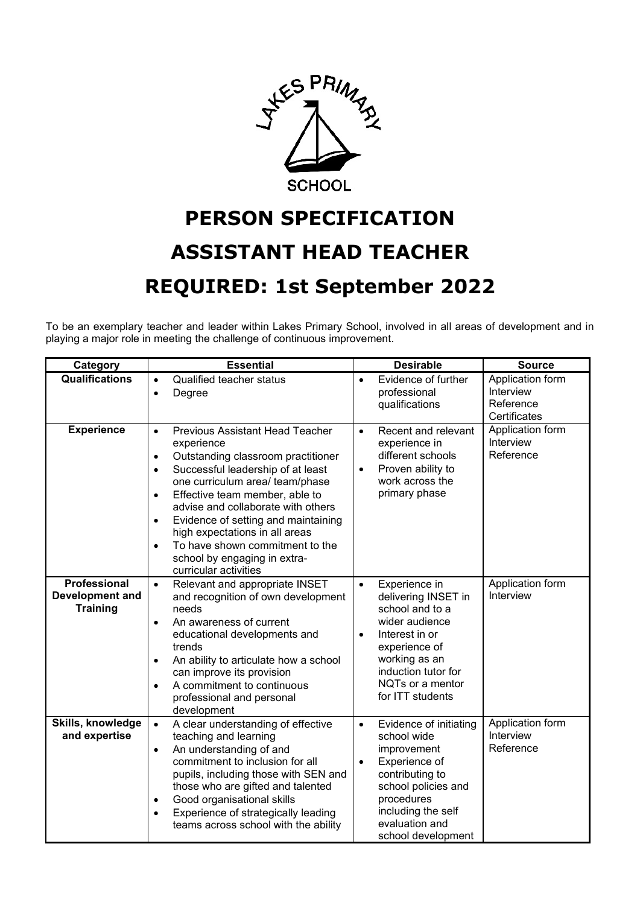LAKES PRIMARY SCHOOL

# PERSON SPECIFICATION

# ASSISTANT HEAD TEACHER

# REQUIRED: 1st September 2022

To be an exemplary teacher and leader within Lakes Primary School, involved in all areas of development and in playing a major role in meeting the challenge of continuous improvement.

| Category | Essential | Desirable | Source |
|---|---|---|---|
| **Qualifications** | • Qualified teacher status<br>• Degree | • Evidence of further professional qualifications | Application form<br>Interview<br>Reference<br>Certificates |
| **Experience** | • Previous Assistant Head Teacher experience<br>• Outstanding classroom practitioner<br>• Successful leadership of at least one curriculum area/ team/phase<br>• Effective team member, able to advise and collaborate with others<br>• Evidence of setting and maintaining high expectations in all areas<br>• To have shown commitment to the school by engaging in extra-curricular activities | • Recent and relevant experience in different schools<br>• Proven ability to work across the primary phase | Application form<br>Interview<br>Reference |
| **Professional Development and Training** | • Relevant and appropriate INSET and recognition of own development needs<br>• An awareness of current educational developments and trends<br>• An ability to articulate how a school can improve its provision<br>• A commitment to continuous professional and personal development | • Experience in delivering INSET in school and to a wider audience<br>• Interest in or experience of working as an induction tutor for NQTs or a mentor for ITT students | Application form<br>Interview |
| **Skills, knowledge and expertise** | • A clear understanding of effective teaching and learning<br>• An understanding of and commitment to inclusion for all pupils, including those with SEN and those who are gifted and talented<br>• Good organisational skills<br>• Experience of strategically leading teams across school with the ability | • Evidence of initiating school wide improvement<br>• Experience of contributing to school policies and procedures including the self evaluation and school development | Application form<br>Interview<br>Reference |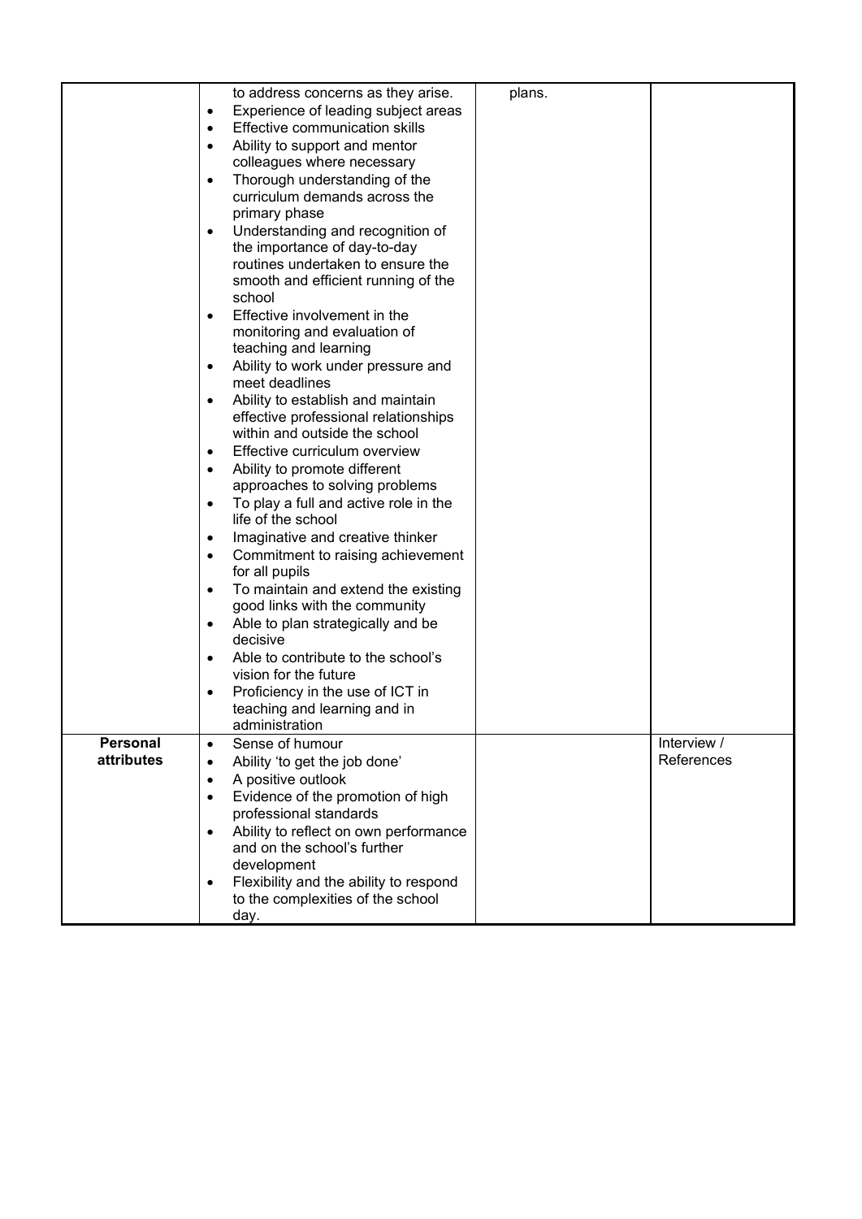| | | | |
|---|---|---|---|
| | to address concerns as they arise.<br>• Experience of leading subject areas<br>• Effective communication skills<br>• Ability to support and mentor colleagues where necessary<br>• Thorough understanding of the curriculum demands across the primary phase<br>• Understanding and recognition of the importance of day-to-day routines undertaken to ensure the smooth and efficient running of the school<br>• Effective involvement in the monitoring and evaluation of teaching and learning<br>• Ability to work under pressure and meet deadlines<br>• Ability to establish and maintain effective professional relationships within and outside the school<br>• Effective curriculum overview<br>• Ability to promote different approaches to solving problems<br>• To play a full and active role in the life of the school<br>• Imaginative and creative thinker<br>• Commitment to raising achievement for all pupils<br>• To maintain and extend the existing good links with the community<br>• Able to plan strategically and be decisive<br>• Able to contribute to the school's vision for the future<br>• Proficiency in the use of ICT in teaching and learning and in administration | plans. | |
| **Personal attributes** | • Sense of humour<br>• Ability 'to get the job done'<br>• A positive outlook<br>• Evidence of the promotion of high professional standards<br>• Ability to reflect on own performance and on the school's further development<br>• Flexibility and the ability to respond to the complexities of the school day. | | Interview / References |